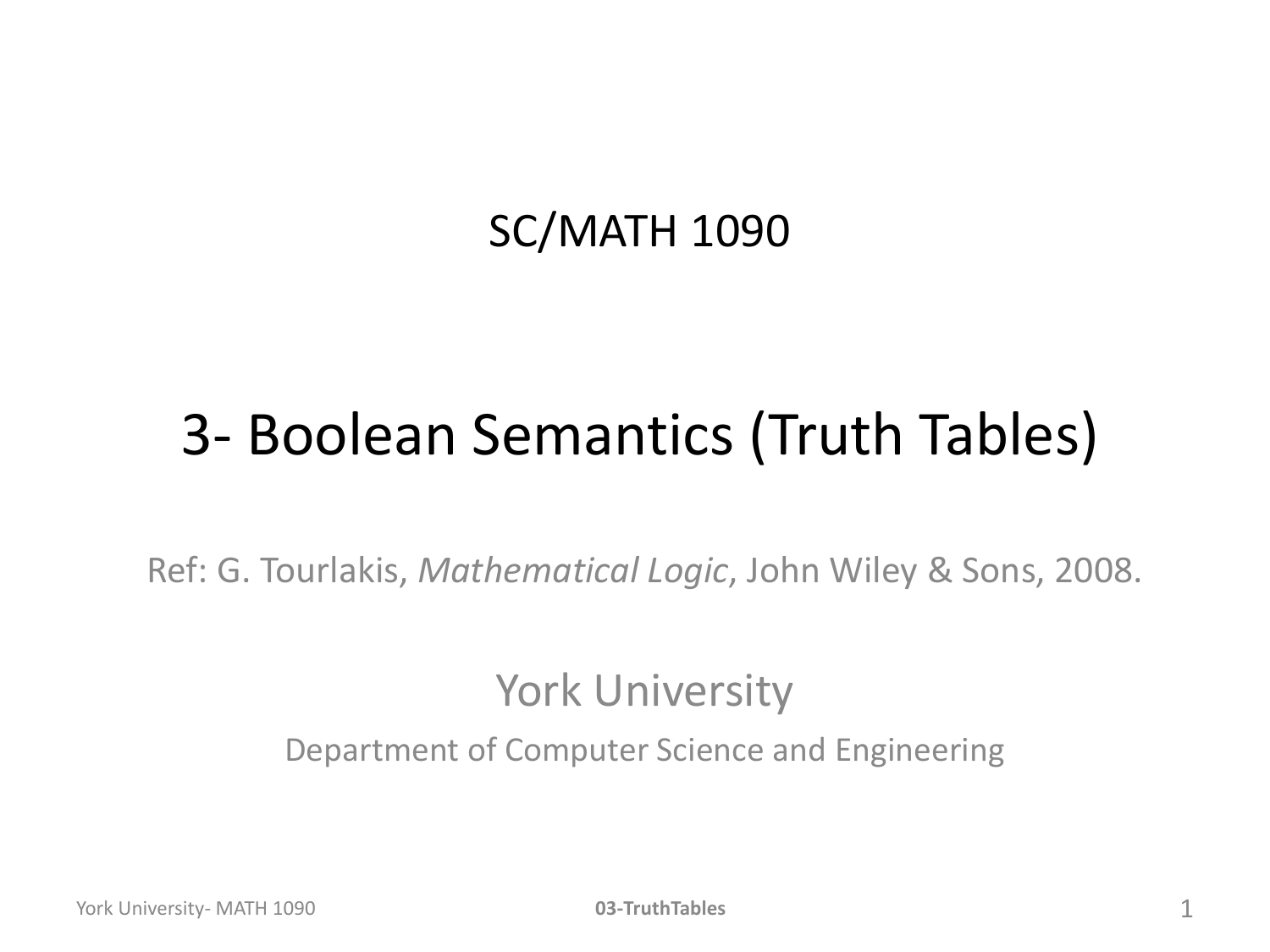SC/MATH 1090

# 3- Boolean Semantics (Truth Tables)

Ref: G. Tourlakis, *Mathematical Logic*, John Wiley & Sons, 2008.

York University

Department of Computer Science and Engineering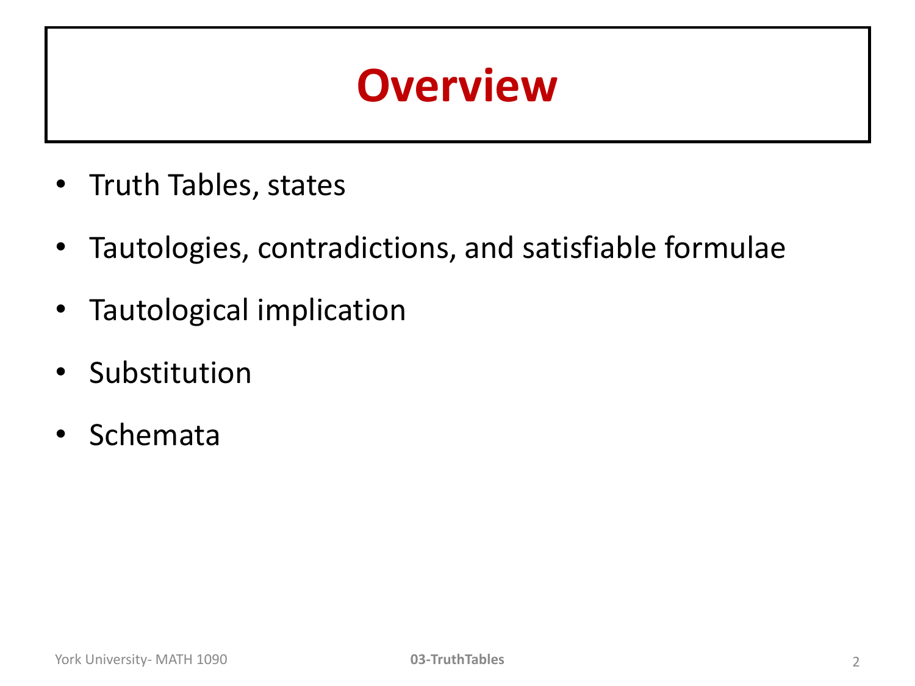# Overview

- Truth Tables, states
- Tautologies, contradictions, and satisfiable formulae
- Tautological implication
- Substitution
- Schemata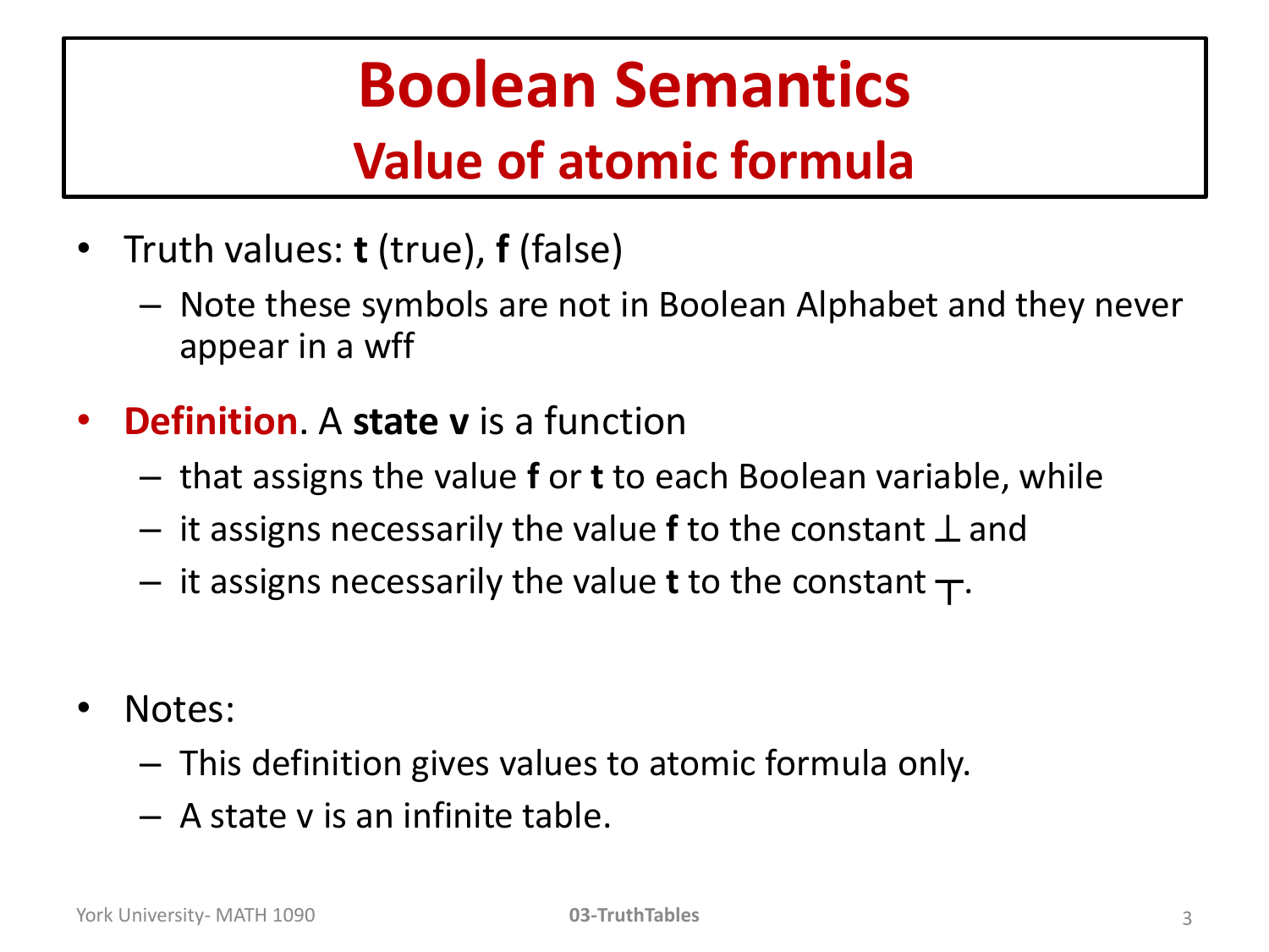# Boolean Semantics

## Value of atomic formula

- Truth values: **t** (true), **f** (false)
  - Note these symbols are not in Boolean Alphabet and they never appear in a wff
- **Definition**. A **state v** is a function
  - that assigns the value **f** or **t** to each Boolean variable, while
  - it assigns necessarily the value **f** to the constant $\bot$ and
  - it assigns necessarily the value **t** to the constant $\top$.
- Notes:
  - This definition gives values to atomic formula only.
  - A state v is an infinite table.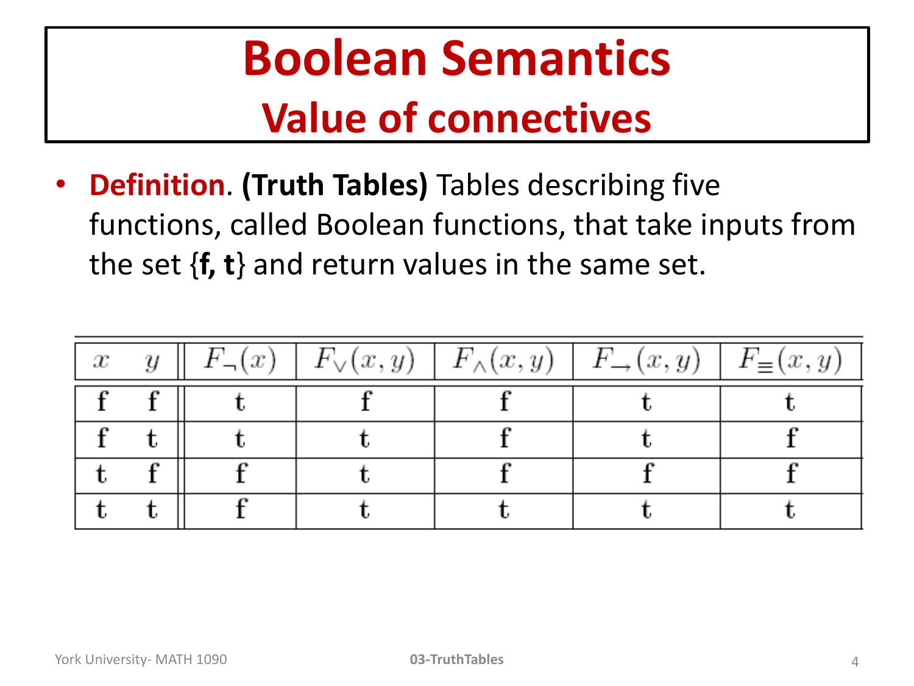# Boolean Semantics
## Value of connectives

- **Definition**. **(Truth Tables)** Tables describing five functions, called Boolean functions, that take inputs from the set {**f, t**} and return values in the same set.

| $x$ | $y$ | $F_{\neg}(x)$ | $F_{\vee}(x,y)$ | $F_{\wedge}(x,y)$ | $F_{\rightarrow}(x,y)$ | $F_{\equiv}(x,y)$ |
|---|---|---|---|---|---|---|
| f | f | t | f | f | t | t |
| f | t | t | t | f | t | f |
| t | f | f | t | f | f | f |
| t | t | f | t | t | t | t |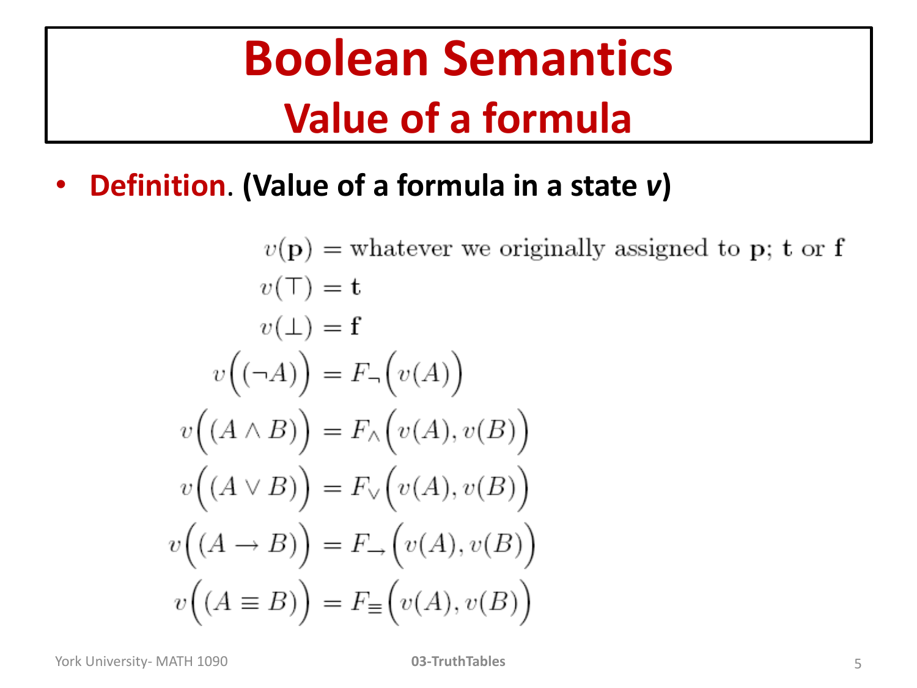# Boolean Semantics

## Value of a formula

- **Definition. (Value of a formula in a state *v*)**

$$
\begin{aligned}
v(\mathbf{p}) &= \text{whatever we originally assigned to } \mathbf{p}\text{; } \mathbf{t} \text{ or } \mathbf{f} \\
v(\top) &= \mathbf{t} \\
v(\bot) &= \mathbf{f} \\
v\Big((\neg A)\Big) &= F_{\neg}\Big(v(A)\Big) \\
v\Big((A \wedge B)\Big) &= F_{\wedge}\Big(v(A), v(B)\Big) \\
v\Big((A \vee B)\Big) &= F_{\vee}\Big(v(A), v(B)\Big) \\
v\Big((A \rightarrow B)\Big) &= F_{\rightarrow}\Big(v(A), v(B)\Big) \\
v\Big((A \equiv B)\Big) &= F_{\equiv}\Big(v(A), v(B)\Big)
\end{aligned}
$$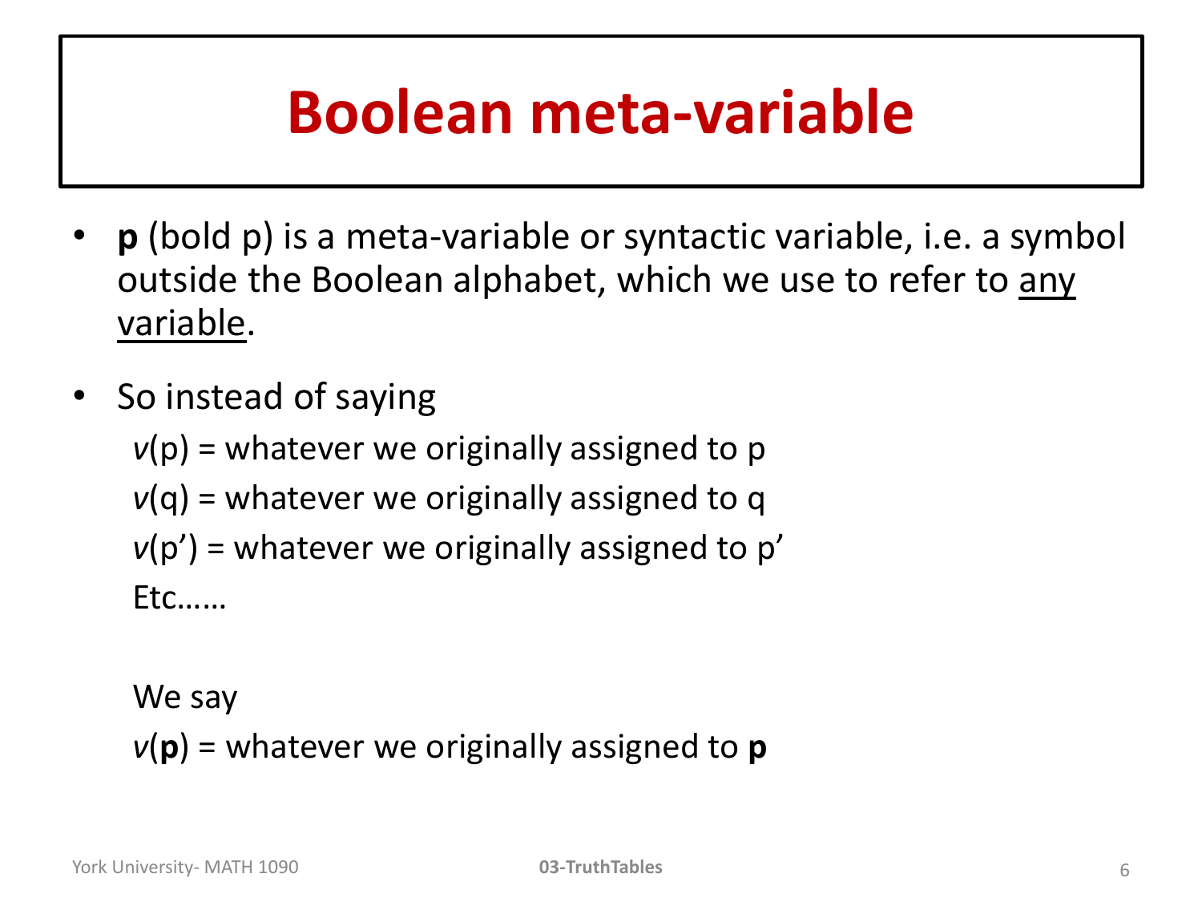# Boolean meta-variable

- **p** (bold p) is a meta-variable or syntactic variable, i.e. a symbol outside the Boolean alphabet, which we use to refer to <u>any variable</u>.
- So instead of saying

  *v*(p) = whatever we originally assigned to p

  *v*(q) = whatever we originally assigned to q

  *v*(p') = whatever we originally assigned to p'

  Etc……

  We say

  *v*(**p**) = whatever we originally assigned to **p**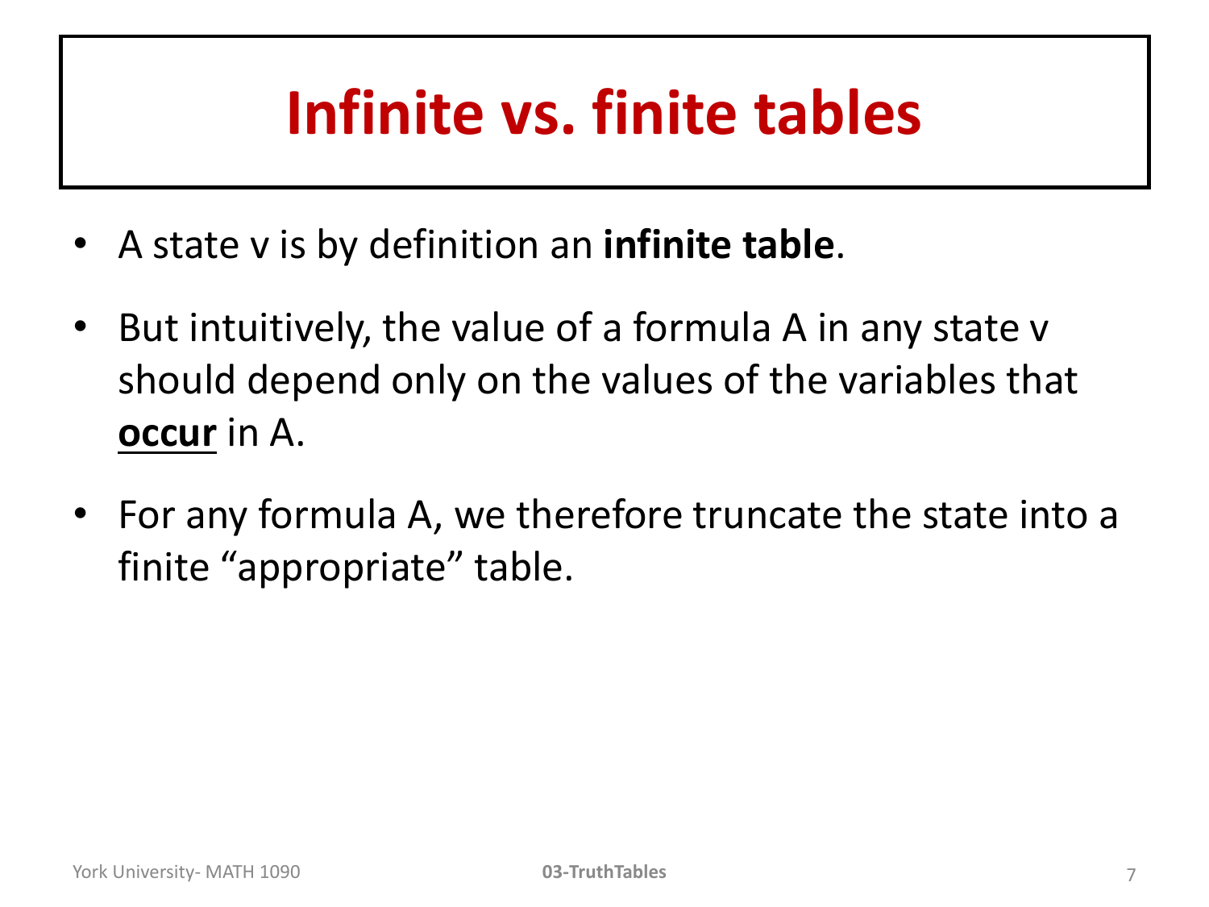# Infinite vs. finite tables

- A state v is by definition an **infinite table**.
- But intuitively, the value of a formula A in any state v should depend only on the values of the variables that **<u>occur</u>** in A.
- For any formula A, we therefore truncate the state into a finite “appropriate” table.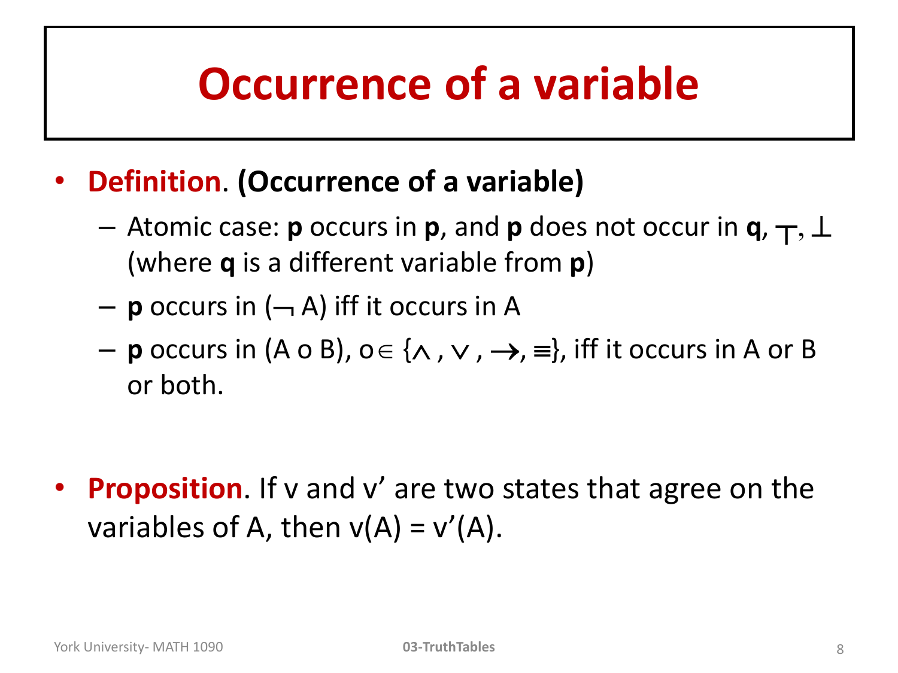# Occurrence of a variable

- **Definition**. **(Occurrence of a variable)**
  - Atomic case: **p** occurs in **p**, and **p** does not occur in **q**, $\top$, $\bot$ (where **q** is a different variable from **p**)
  - **p** occurs in $(\neg A)$ iff it occurs in A
  - **p** occurs in (A o B), $o \in \{\wedge, \vee, \rightarrow, \equiv\}$, iff it occurs in A or B or both.

- **Proposition**. If v and v' are two states that agree on the variables of A, then v(A) = v'(A).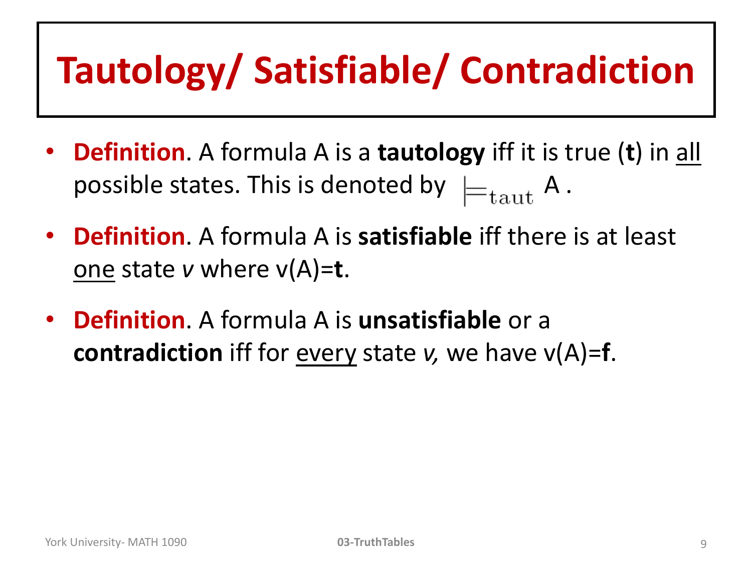# Tautology/ Satisfiable/ Contradiction

- **Definition**. A formula A is a **tautology** iff it is true (**t**) in <u>all</u> possible states. This is denoted by $\models_{\text{taut}}$ A .
- **Definition**. A formula A is **satisfiable** iff there is at least <u>one</u> state *v* where v(A)=**t**.
- **Definition**. A formula A is **unsatisfiable** or a **contradiction** iff for <u>every</u> state *v,* we have v(A)=**f**.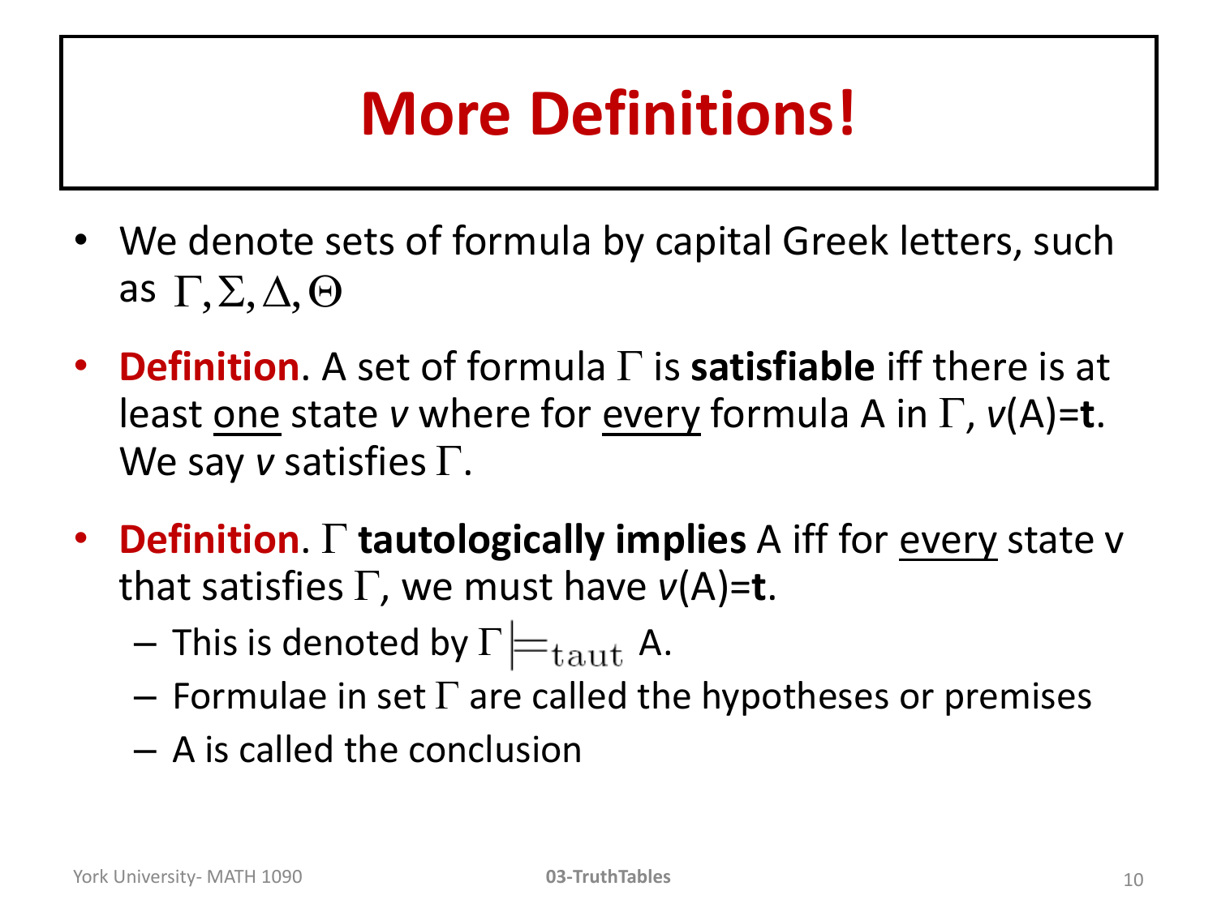# More Definitions!

- We denote sets of formula by capital Greek letters, such as $\Gamma, \Sigma, \Delta, \Theta$
- **Definition**. A set of formula $\Gamma$ is **satisfiable** iff there is at least one state *v* where for every formula A in $\Gamma$, *v*(A)=**t**. We say *v* satisfies $\Gamma$.
- **Definition**. $\Gamma$ **tautologically implies** A iff for every state v that satisfies $\Gamma$, we must have *v*(A)=**t**.
  - This is denoted by $\Gamma \models_{\text{taut}}$ A.
  - Formulae in set $\Gamma$ are called the hypotheses or premises
  - A is called the conclusion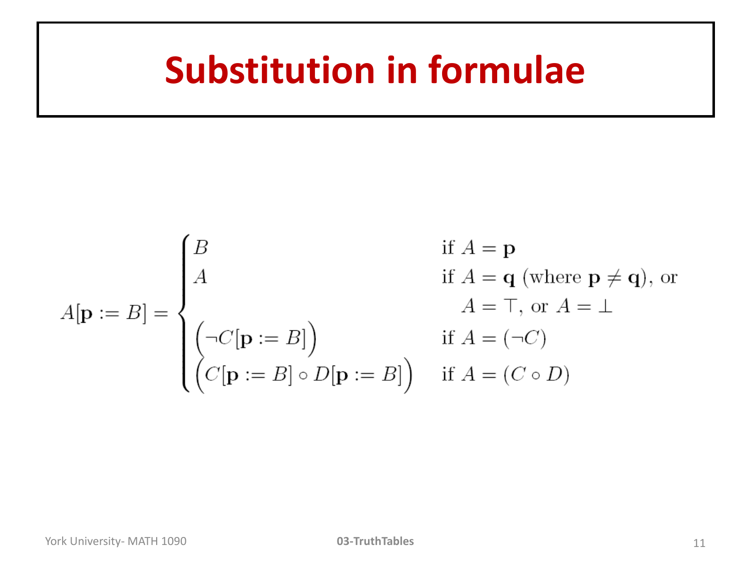# Substitution in formulae

$$
A[\mathbf{p} := B] = \begin{cases} B & \text{if } A = \mathbf{p} \\ A & \text{if } A = \mathbf{q} \text{ (where } \mathbf{p} \neq \mathbf{q}\text{), or} \\ & \quad A = \top\text{, or } A = \bot \\ \Big(\neg C[\mathbf{p} := B]\Big) & \text{if } A = (\neg C) \\ \Big(C[\mathbf{p} := B] \circ D[\mathbf{p} := B]\Big) & \text{if } A = (C \circ D) \end{cases}
$$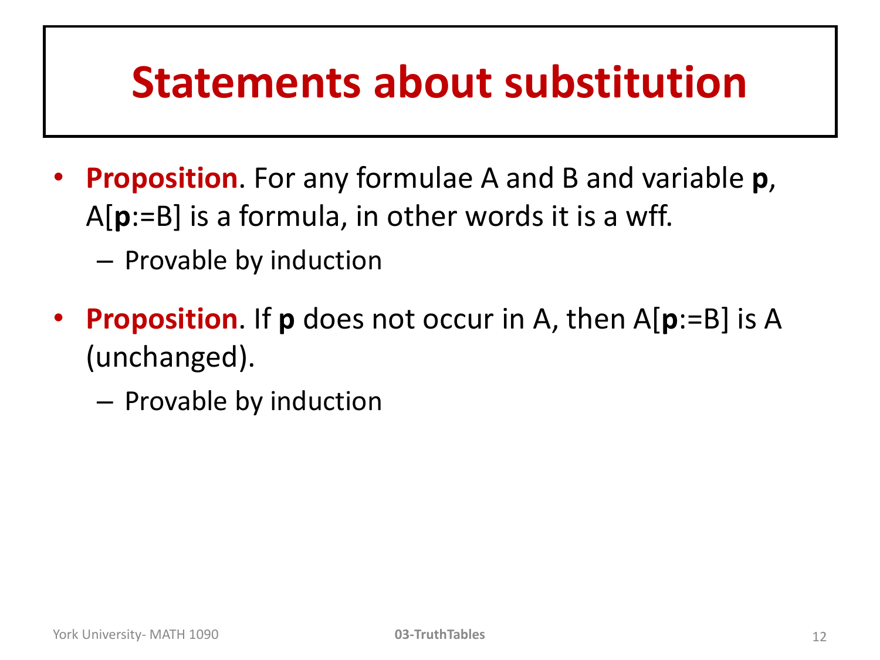# Statements about substitution

- **Proposition**. For any formulae A and B and variable **p**, A[**p**:=B] is a formula, in other words it is a wff.
  - Provable by induction
- **Proposition**. If **p** does not occur in A, then A[**p**:=B] is A (unchanged).
  - Provable by induction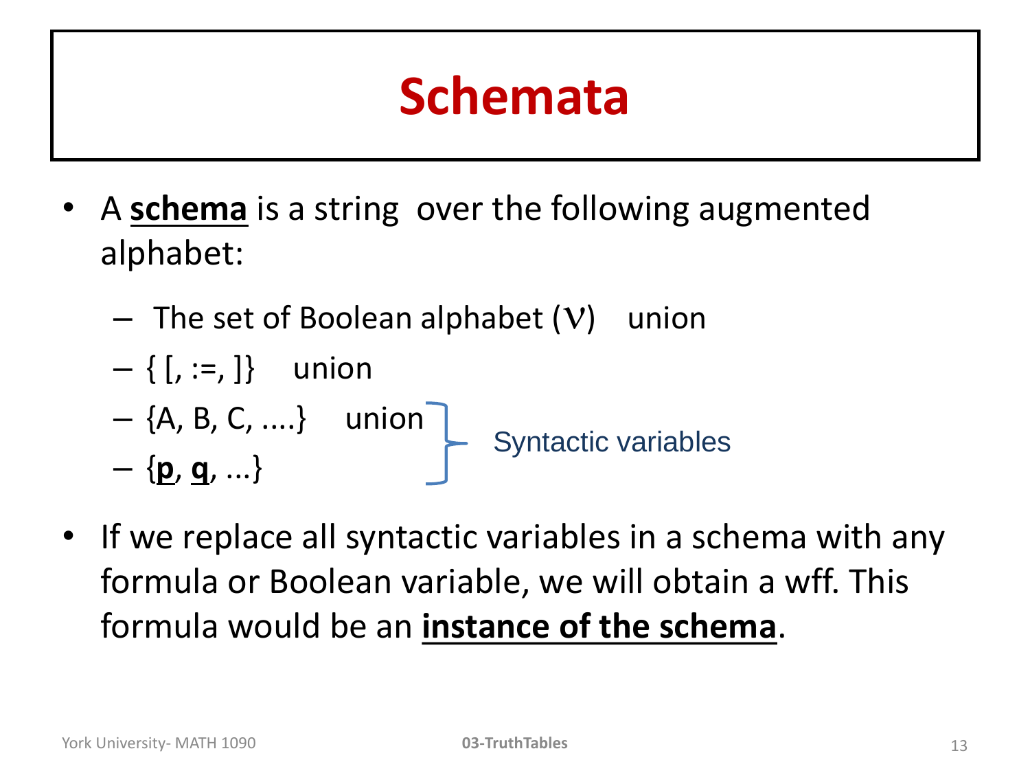# Schemata

- A **schema** is a string over the following augmented alphabet:
  - The set of Boolean alphabet ($\mathcal{V}$) union
  - { [, :=, ]} union
  - {A, B, C, ....} union
  - {**p**, **q**, ...}

Syntactic variables

- If we replace all syntactic variables in a schema with any formula or Boolean variable, we will obtain a wff. This formula would be an **instance of the schema**.